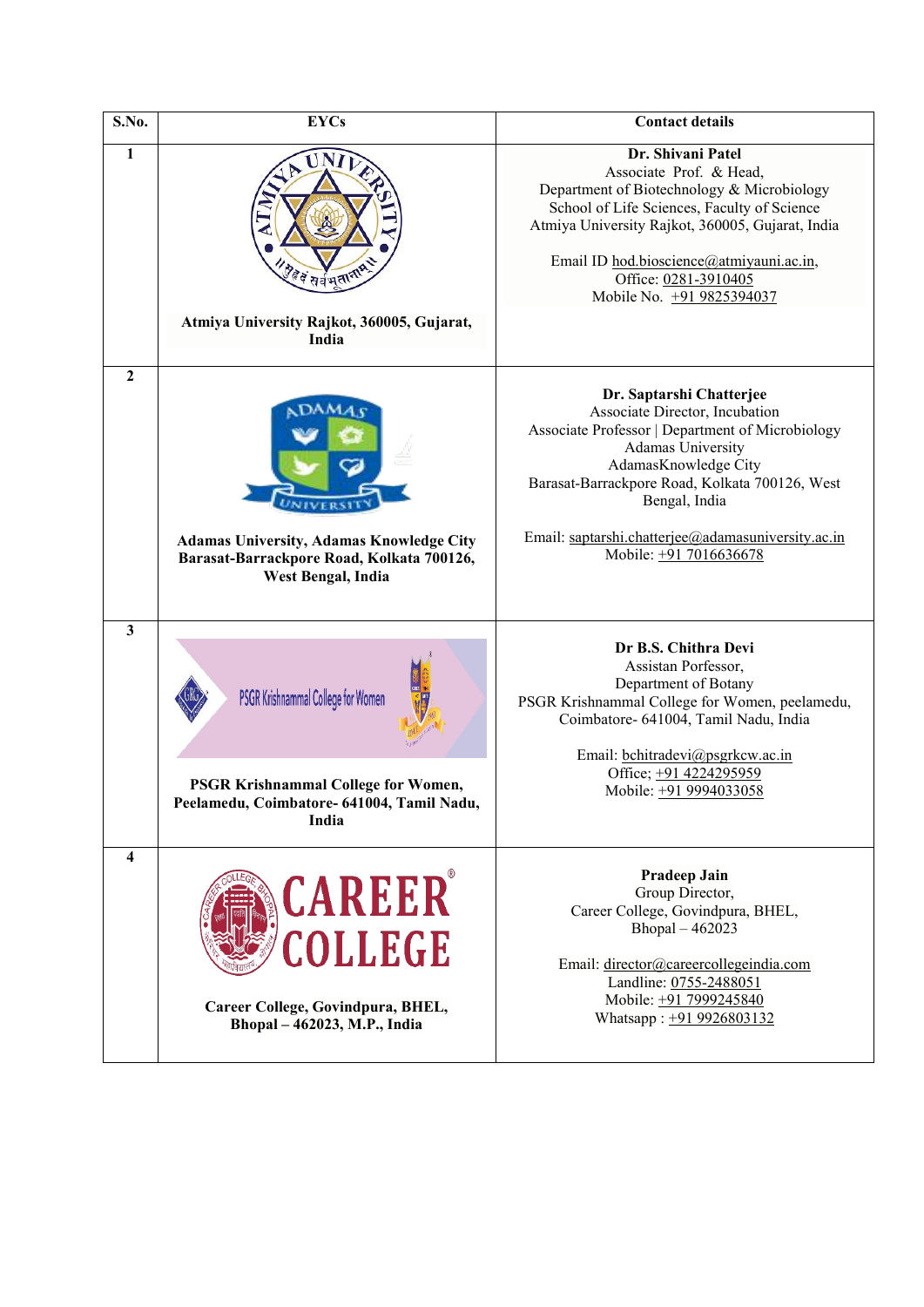| S.No. | EYCs | Contact details |
|---|---|---|
| 1 | **Atmiya University Rajkot, 360005, Gujarat, India** | **Dr. Shivani Patel**<br>Associate Prof. & Head,<br>Department of Biotechnology & Microbiology<br>School of Life Sciences, Faculty of Science<br>Atmiya University Rajkot, 360005, Gujarat, India<br><br>Email ID hod.bioscience@atmiyauni.ac.in,<br>Office: 0281-3910405<br>Mobile No. +91 9825394037 |
| 2 | **Adamas University, Adamas Knowledge City Barasat-Barrackpore Road, Kolkata 700126, West Bengal, India** | **Dr. Saptarshi Chatterjee**<br>Associate Director, Incubation<br>Associate Professor \| Department of Microbiology<br>Adamas University<br>AdamasKnowledge City<br>Barasat-Barrackpore Road, Kolkata 700126, West Bengal, India<br><br>Email: saptarshi.chatterjee@adamasuniversity.ac.in<br>Mobile: +91 7016636678 |
| 3 | **PSGR Krishnammal College for Women, Peelamedu, Coimbatore- 641004, Tamil Nadu, India** | **Dr B.S. Chithra Devi**<br>Assistan Porfessor,<br>Department of Botany<br>PSGR Krishnammal College for Women, peelamedu, Coimbatore- 641004, Tamil Nadu, India<br><br>Email: bchitradevi@psgrkcw.ac.in<br>Office; +91 4224295959<br>Mobile: +91 9994033058 |
| 4 | **Career College, Govindpura, BHEL, Bhopal – 462023, M.P., India** | **Pradeep Jain**<br>Group Director,<br>Career College, Govindpura, BHEL, Bhopal – 462023<br><br>Email: director@careercollegeindia.com<br>Landline: 0755-2488051<br>Mobile: +91 7999245840<br>Whatsapp : +91 9926803132 |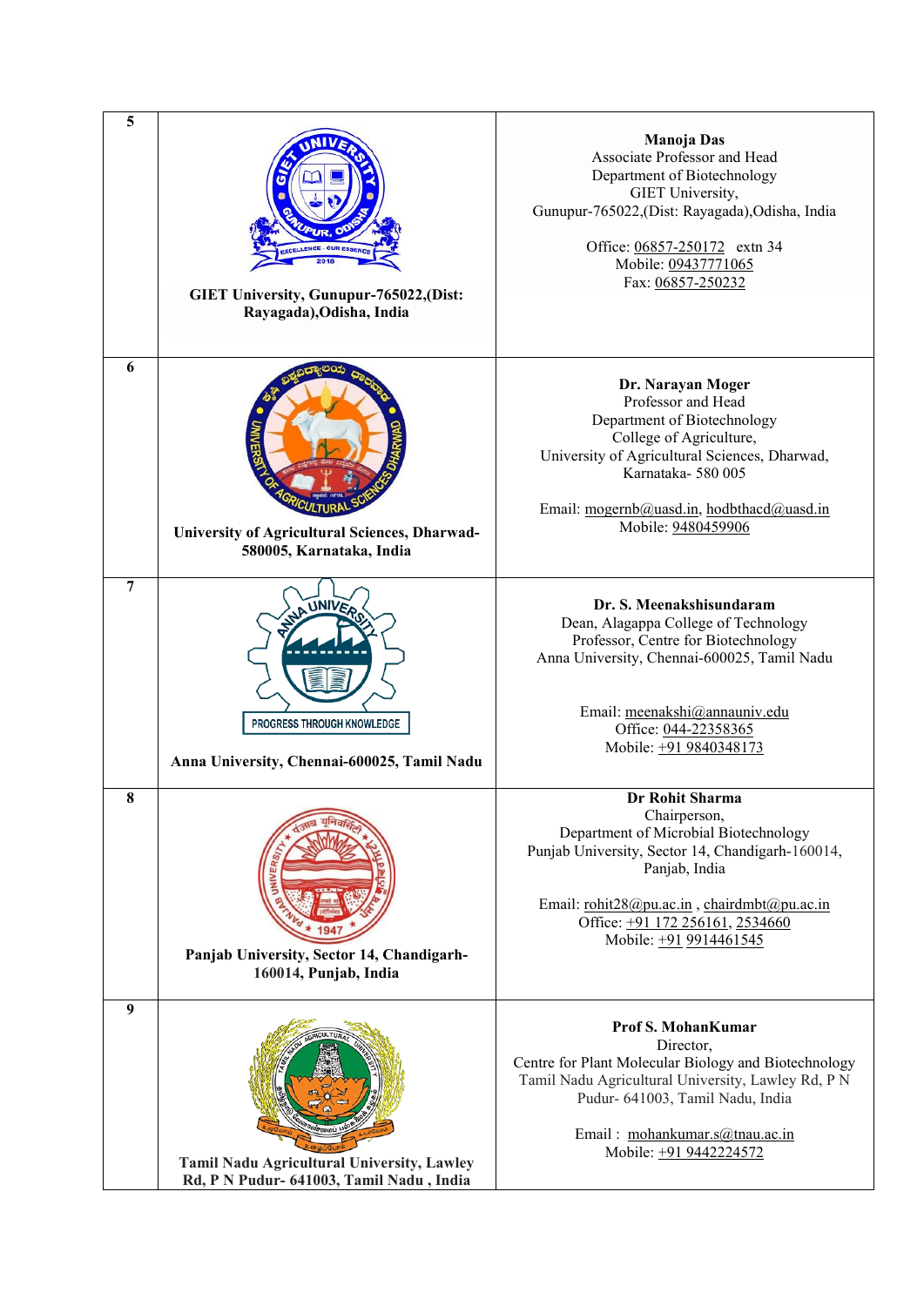| | | |
|---|---|---|
| 5 | **GIET University, Gunupur-765022,(Dist: Rayagada),Odisha, India** | **Manoja Das**<br>Associate Professor and Head<br>Department of Biotechnology<br>GIET University,<br>Gunupur-765022,(Dist: Rayagada),Odisha, India<br><br>Office: 06857-250172 extn 34<br>Mobile: 09437771065<br>Fax: 06857-250232 |
| 6 | **University of Agricultural Sciences, Dharwad-580005, Karnataka, India** | **Dr. Narayan Moger**<br>Professor and Head<br>Department of Biotechnology<br>College of Agriculture,<br>University of Agricultural Sciences, Dharwad,<br>Karnataka- 580 005<br><br>Email: mogernb@uasd.in, hodbthacd@uasd.in<br>Mobile: 9480459906 |
| 7 | **Anna University, Chennai-600025, Tamil Nadu** | **Dr. S. Meenakshisundaram**<br>Dean, Alagappa College of Technology<br>Professor, Centre for Biotechnology<br>Anna University, Chennai-600025, Tamil Nadu<br><br>Email: meenakshi@annauniv.edu<br>Office: 044-22358365<br>Mobile: +91 9840348173 |
| 8 | **Panjab University, Sector 14, Chandigarh-160014, Punjab, India** | **Dr Rohit Sharma**<br>Chairperson,<br>Department of Microbial Biotechnology<br>Punjab University, Sector 14, Chandigarh-160014, Panjab, India<br><br>Email: rohit28@pu.ac.in , chairdmbt@pu.ac.in<br>Office: +91 172 256161, 2534660<br>Mobile: +91 9914461545 |
| 9 | **Tamil Nadu Agricultural University, Lawley Rd, P N Pudur- 641003, Tamil Nadu , India** | **Prof S. MohanKumar**<br>Director,<br>Centre for Plant Molecular Biology and Biotechnology<br>Tamil Nadu Agricultural University, Lawley Rd, P N Pudur- 641003, Tamil Nadu, India<br><br>Email : mohankumar.s@tnau.ac.in<br>Mobile: +91 9442224572 |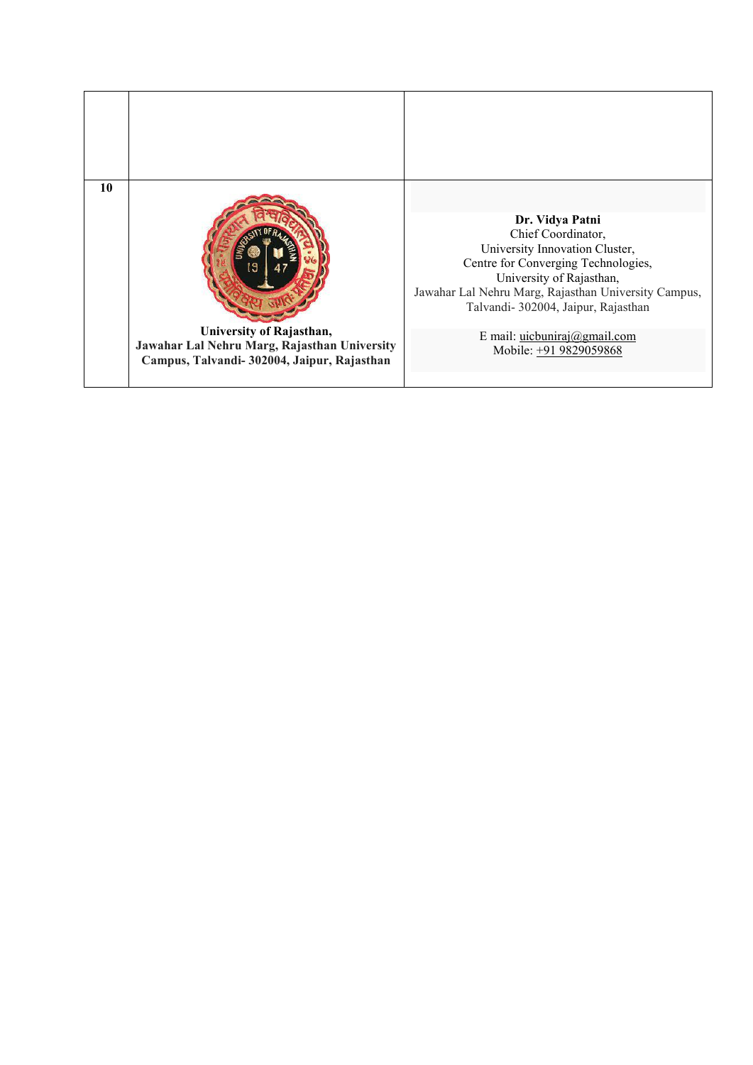| | | |
|---|---|---|
| | | |
| **10** | **University of Rajasthan,**<br>**Jawahar Lal Nehru Marg, Rajasthan University Campus, Talvandi- 302004, Jaipur, Rajasthan** | **Dr. Vidya Patni**<br>Chief Coordinator,<br>University Innovation Cluster,<br>Centre for Converging Technologies,<br>University of Rajasthan,<br>Jawahar Lal Nehru Marg, Rajasthan University Campus,<br>Talvandi- 302004, Jaipur, Rajasthan<br><br>E mail: uicbuniraj@gmail.com<br>Mobile: +91 9829059868 |